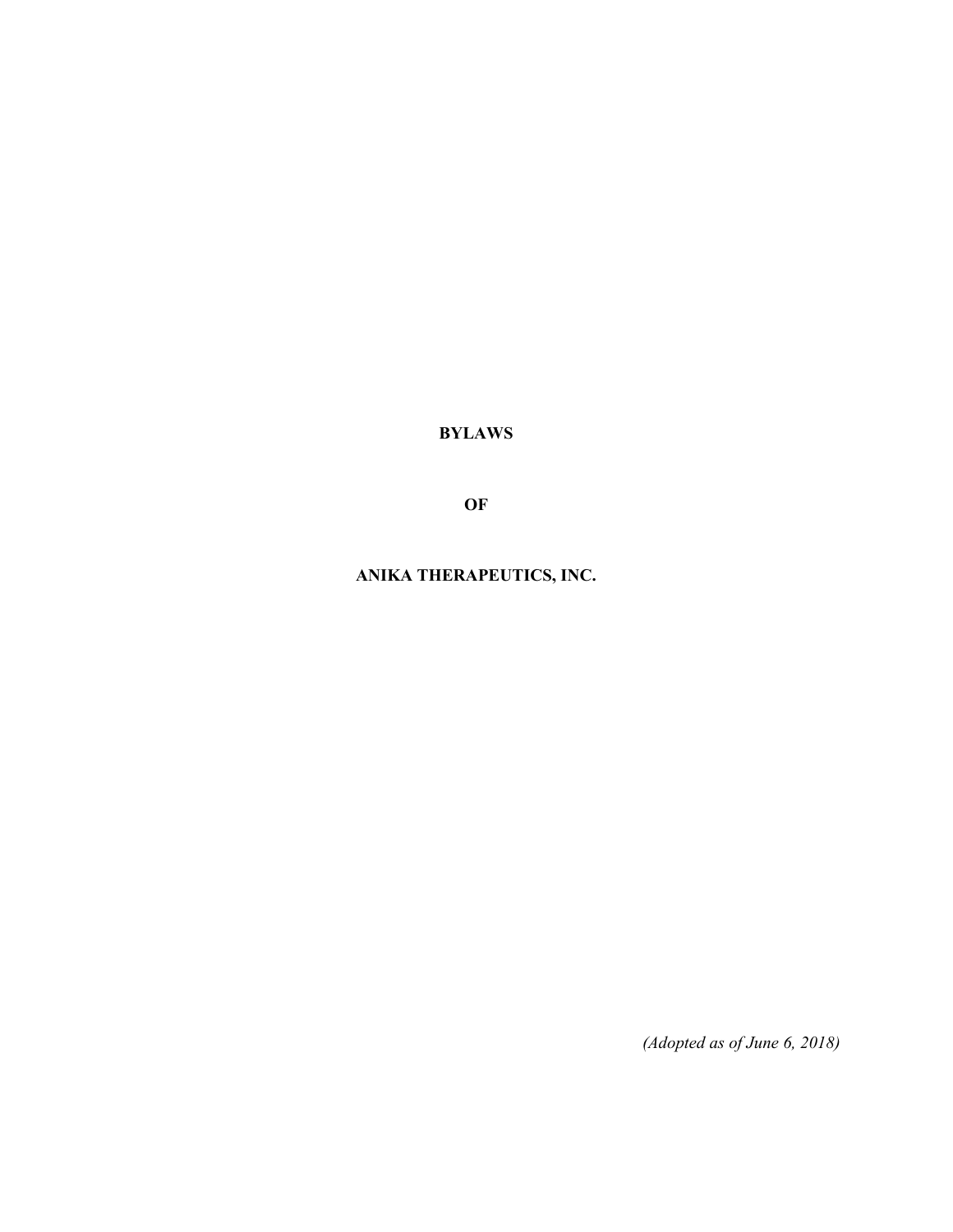# BYLAWS

# OF

# ANIKA THERAPEUTICS, INC.

*(Adopted as of June 6, 2018)*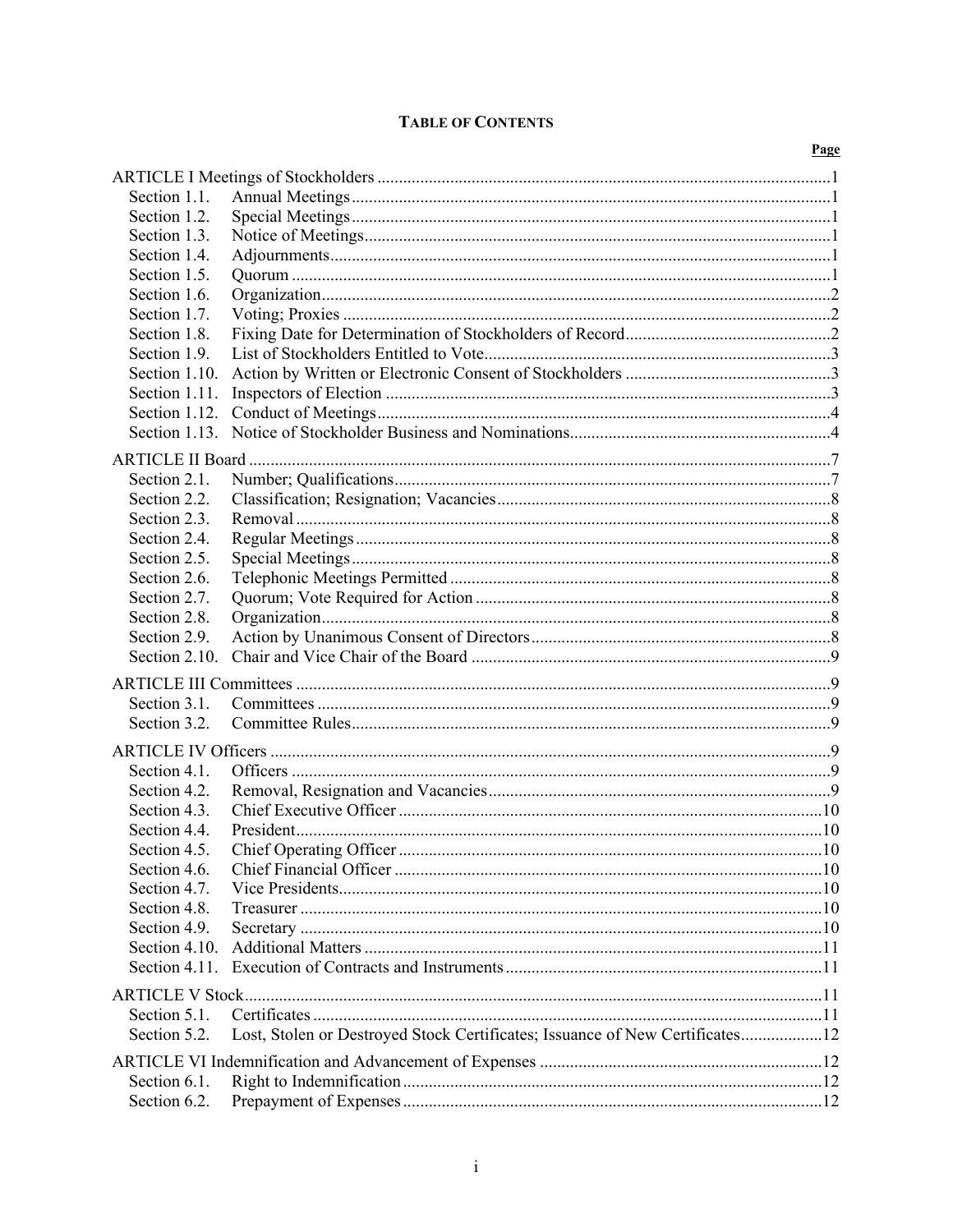# TABLE OF CONTENTS

| | | Page |
|---|---|---|
| ARTICLE I Meetings of Stockholders | | 1 |
| Section 1.1. | Annual Meetings | 1 |
| Section 1.2. | Special Meetings | 1 |
| Section 1.3. | Notice of Meetings | 1 |
| Section 1.4. | Adjournments | 1 |
| Section 1.5. | Quorum | 1 |
| Section 1.6. | Organization | 2 |
| Section 1.7. | Voting; Proxies | 2 |
| Section 1.8. | Fixing Date for Determination of Stockholders of Record | 2 |
| Section 1.9. | List of Stockholders Entitled to Vote | 3 |
| Section 1.10. | Action by Written or Electronic Consent of Stockholders | 3 |
| Section 1.11. | Inspectors of Election | 3 |
| Section 1.12. | Conduct of Meetings | 4 |
| Section 1.13. | Notice of Stockholder Business and Nominations | 4 |
| ARTICLE II Board | | 7 |
| Section 2.1. | Number; Qualifications | 7 |
| Section 2.2. | Classification; Resignation; Vacancies | 8 |
| Section 2.3. | Removal | 8 |
| Section 2.4. | Regular Meetings | 8 |
| Section 2.5. | Special Meetings | 8 |
| Section 2.6. | Telephonic Meetings Permitted | 8 |
| Section 2.7. | Quorum; Vote Required for Action | 8 |
| Section 2.8. | Organization | 8 |
| Section 2.9. | Action by Unanimous Consent of Directors | 8 |
| Section 2.10. | Chair and Vice Chair of the Board | 9 |
| ARTICLE III Committees | | 9 |
| Section 3.1. | Committees | 9 |
| Section 3.2. | Committee Rules | 9 |
| ARTICLE IV Officers | | 9 |
| Section 4.1. | Officers | 9 |
| Section 4.2. | Removal, Resignation and Vacancies | 9 |
| Section 4.3. | Chief Executive Officer | 10 |
| Section 4.4. | President | 10 |
| Section 4.5. | Chief Operating Officer | 10 |
| Section 4.6. | Chief Financial Officer | 10 |
| Section 4.7. | Vice Presidents | 10 |
| Section 4.8. | Treasurer | 10 |
| Section 4.9. | Secretary | 10 |
| Section 4.10. | Additional Matters | 11 |
| Section 4.11. | Execution of Contracts and Instruments | 11 |
| ARTICLE V Stock | | 11 |
| Section 5.1. | Certificates | 11 |
| Section 5.2. | Lost, Stolen or Destroyed Stock Certificates; Issuance of New Certificates | 12 |
| ARTICLE VI Indemnification and Advancement of Expenses | | 12 |
| Section 6.1. | Right to Indemnification | 12 |
| Section 6.2. | Prepayment of Expenses | 12 |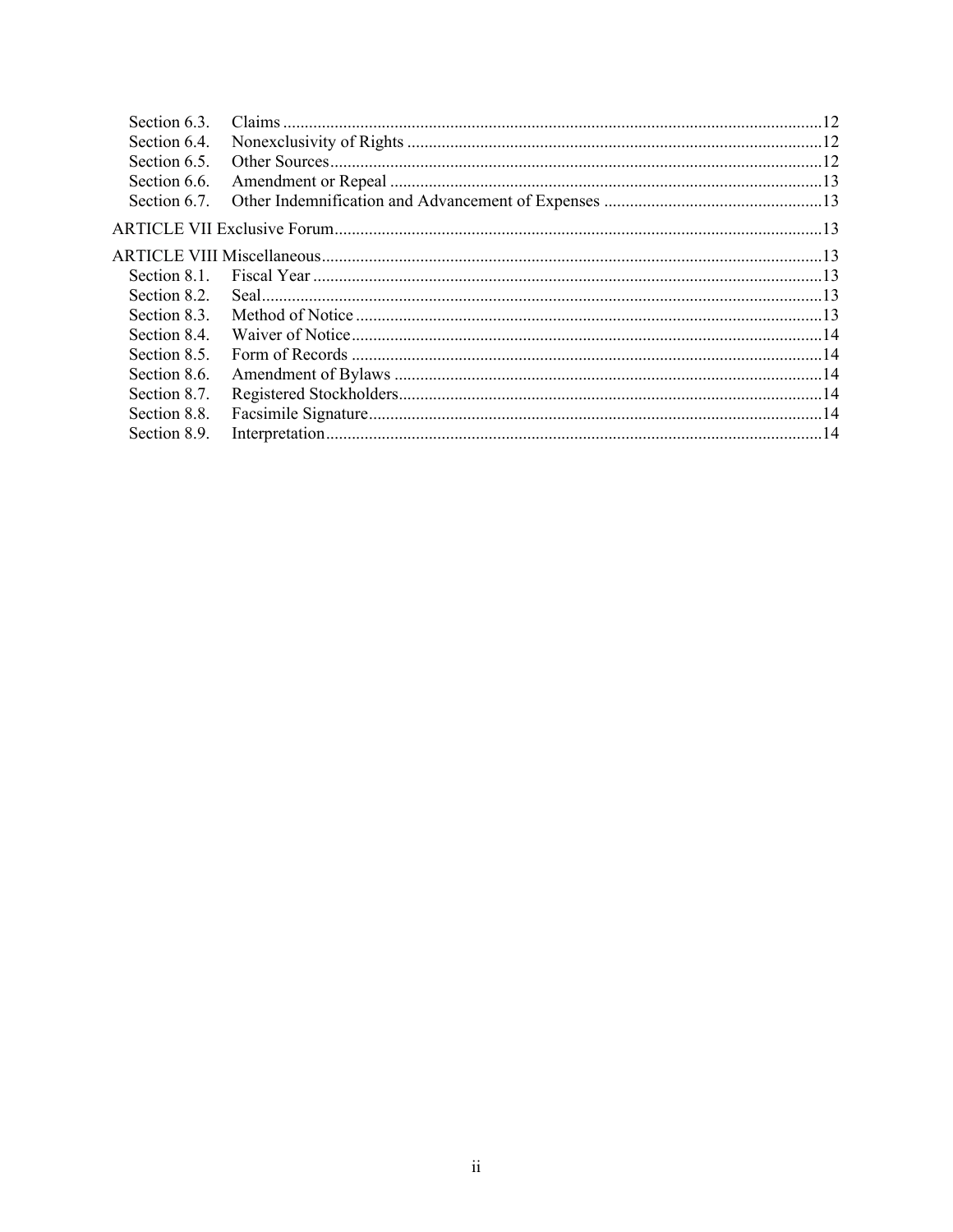| | | |
|---|---|---|
| Section 6.3. | Claims | 12 |
| Section 6.4. | Nonexclusivity of Rights | 12 |
| Section 6.5. | Other Sources | 12 |
| Section 6.6. | Amendment or Repeal | 13 |
| Section 6.7. | Other Indemnification and Advancement of Expenses | 13 |
| ARTICLE VII Exclusive Forum | | 13 |
| ARTICLE VIII Miscellaneous | | 13 |
| Section 8.1. | Fiscal Year | 13 |
| Section 8.2. | Seal | 13 |
| Section 8.3. | Method of Notice | 13 |
| Section 8.4. | Waiver of Notice | 14 |
| Section 8.5. | Form of Records | 14 |
| Section 8.6. | Amendment of Bylaws | 14 |
| Section 8.7. | Registered Stockholders | 14 |
| Section 8.8. | Facsimile Signature | 14 |
| Section 8.9. | Interpretation | 14 |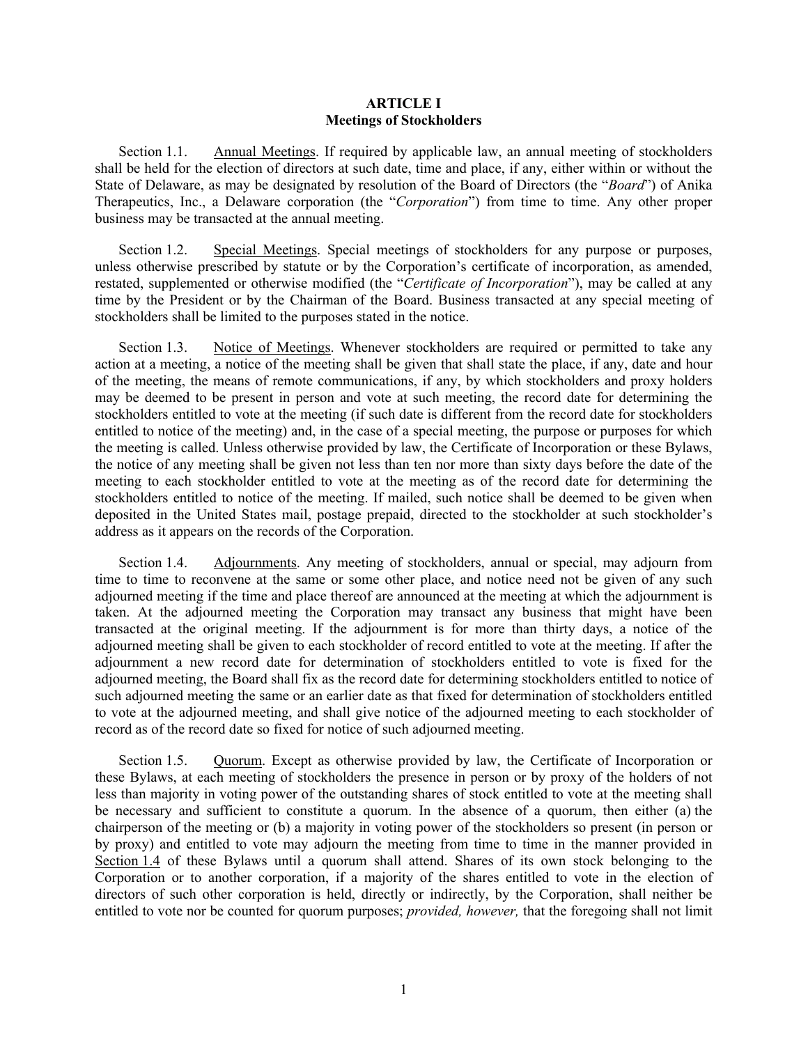# ARTICLE I
## Meetings of Stockholders

Section 1.1. Annual Meetings. If required by applicable law, an annual meeting of stockholders shall be held for the election of directors at such date, time and place, if any, either within or without the State of Delaware, as may be designated by resolution of the Board of Directors (the "*Board*") of Anika Therapeutics, Inc., a Delaware corporation (the "*Corporation*") from time to time. Any other proper business may be transacted at the annual meeting.

Section 1.2. Special Meetings. Special meetings of stockholders for any purpose or purposes, unless otherwise prescribed by statute or by the Corporation's certificate of incorporation, as amended, restated, supplemented or otherwise modified (the "*Certificate of Incorporation*"), may be called at any time by the President or by the Chairman of the Board. Business transacted at any special meeting of stockholders shall be limited to the purposes stated in the notice.

Section 1.3. Notice of Meetings. Whenever stockholders are required or permitted to take any action at a meeting, a notice of the meeting shall be given that shall state the place, if any, date and hour of the meeting, the means of remote communications, if any, by which stockholders and proxy holders may be deemed to be present in person and vote at such meeting, the record date for determining the stockholders entitled to vote at the meeting (if such date is different from the record date for stockholders entitled to notice of the meeting) and, in the case of a special meeting, the purpose or purposes for which the meeting is called. Unless otherwise provided by law, the Certificate of Incorporation or these Bylaws, the notice of any meeting shall be given not less than ten nor more than sixty days before the date of the meeting to each stockholder entitled to vote at the meeting as of the record date for determining the stockholders entitled to notice of the meeting. If mailed, such notice shall be deemed to be given when deposited in the United States mail, postage prepaid, directed to the stockholder at such stockholder's address as it appears on the records of the Corporation.

Section 1.4. Adjournments. Any meeting of stockholders, annual or special, may adjourn from time to time to reconvene at the same or some other place, and notice need not be given of any such adjourned meeting if the time and place thereof are announced at the meeting at which the adjournment is taken. At the adjourned meeting the Corporation may transact any business that might have been transacted at the original meeting. If the adjournment is for more than thirty days, a notice of the adjourned meeting shall be given to each stockholder of record entitled to vote at the meeting. If after the adjournment a new record date for determination of stockholders entitled to vote is fixed for the adjourned meeting, the Board shall fix as the record date for determining stockholders entitled to notice of such adjourned meeting the same or an earlier date as that fixed for determination of stockholders entitled to vote at the adjourned meeting, and shall give notice of the adjourned meeting to each stockholder of record as of the record date so fixed for notice of such adjourned meeting.

Section 1.5. Quorum. Except as otherwise provided by law, the Certificate of Incorporation or these Bylaws, at each meeting of stockholders the presence in person or by proxy of the holders of not less than majority in voting power of the outstanding shares of stock entitled to vote at the meeting shall be necessary and sufficient to constitute a quorum. In the absence of a quorum, then either (a) the chairperson of the meeting or (b) a majority in voting power of the stockholders so present (in person or by proxy) and entitled to vote may adjourn the meeting from time to time in the manner provided in Section 1.4 of these Bylaws until a quorum shall attend. Shares of its own stock belonging to the Corporation or to another corporation, if a majority of the shares entitled to vote in the election of directors of such other corporation is held, directly or indirectly, by the Corporation, shall neither be entitled to vote nor be counted for quorum purposes; *provided, however,* that the foregoing shall not limit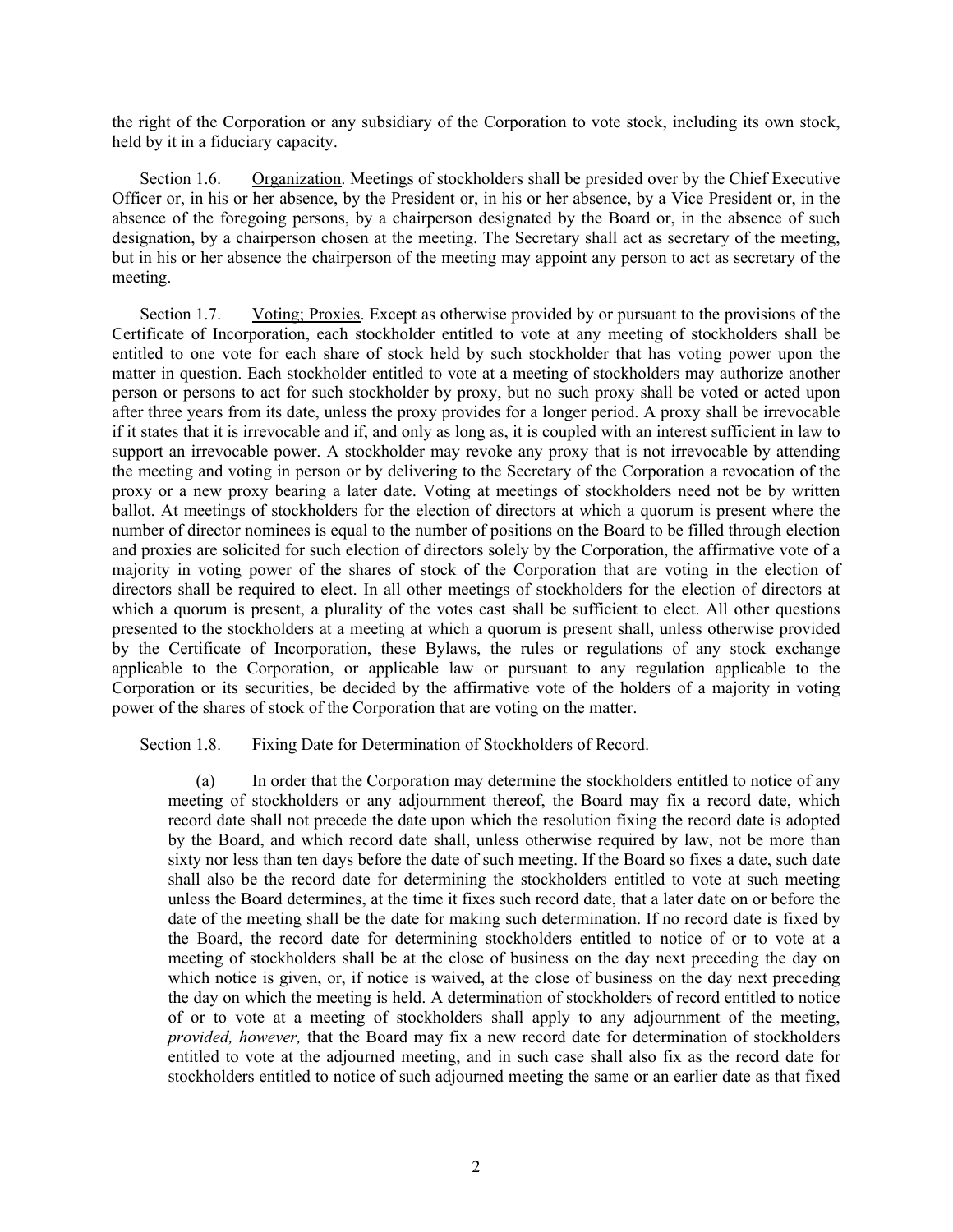the right of the Corporation or any subsidiary of the Corporation to vote stock, including its own stock, held by it in a fiduciary capacity.

Section 1.6. Organization. Meetings of stockholders shall be presided over by the Chief Executive Officer or, in his or her absence, by the President or, in his or her absence, by a Vice President or, in the absence of the foregoing persons, by a chairperson designated by the Board or, in the absence of such designation, by a chairperson chosen at the meeting. The Secretary shall act as secretary of the meeting, but in his or her absence the chairperson of the meeting may appoint any person to act as secretary of the meeting.

Section 1.7. Voting; Proxies. Except as otherwise provided by or pursuant to the provisions of the Certificate of Incorporation, each stockholder entitled to vote at any meeting of stockholders shall be entitled to one vote for each share of stock held by such stockholder that has voting power upon the matter in question. Each stockholder entitled to vote at a meeting of stockholders may authorize another person or persons to act for such stockholder by proxy, but no such proxy shall be voted or acted upon after three years from its date, unless the proxy provides for a longer period. A proxy shall be irrevocable if it states that it is irrevocable and if, and only as long as, it is coupled with an interest sufficient in law to support an irrevocable power. A stockholder may revoke any proxy that is not irrevocable by attending the meeting and voting in person or by delivering to the Secretary of the Corporation a revocation of the proxy or a new proxy bearing a later date. Voting at meetings of stockholders need not be by written ballot. At meetings of stockholders for the election of directors at which a quorum is present where the number of director nominees is equal to the number of positions on the Board to be filled through election and proxies are solicited for such election of directors solely by the Corporation, the affirmative vote of a majority in voting power of the shares of stock of the Corporation that are voting in the election of directors shall be required to elect. In all other meetings of stockholders for the election of directors at which a quorum is present, a plurality of the votes cast shall be sufficient to elect. All other questions presented to the stockholders at a meeting at which a quorum is present shall, unless otherwise provided by the Certificate of Incorporation, these Bylaws, the rules or regulations of any stock exchange applicable to the Corporation, or applicable law or pursuant to any regulation applicable to the Corporation or its securities, be decided by the affirmative vote of the holders of a majority in voting power of the shares of stock of the Corporation that are voting on the matter.

Section 1.8. Fixing Date for Determination of Stockholders of Record.

(a) In order that the Corporation may determine the stockholders entitled to notice of any meeting of stockholders or any adjournment thereof, the Board may fix a record date, which record date shall not precede the date upon which the resolution fixing the record date is adopted by the Board, and which record date shall, unless otherwise required by law, not be more than sixty nor less than ten days before the date of such meeting. If the Board so fixes a date, such date shall also be the record date for determining the stockholders entitled to vote at such meeting unless the Board determines, at the time it fixes such record date, that a later date on or before the date of the meeting shall be the date for making such determination. If no record date is fixed by the Board, the record date for determining stockholders entitled to notice of or to vote at a meeting of stockholders shall be at the close of business on the day next preceding the day on which notice is given, or, if notice is waived, at the close of business on the day next preceding the day on which the meeting is held. A determination of stockholders of record entitled to notice of or to vote at a meeting of stockholders shall apply to any adjournment of the meeting, *provided, however,* that the Board may fix a new record date for determination of stockholders entitled to vote at the adjourned meeting, and in such case shall also fix as the record date for stockholders entitled to notice of such adjourned meeting the same or an earlier date as that fixed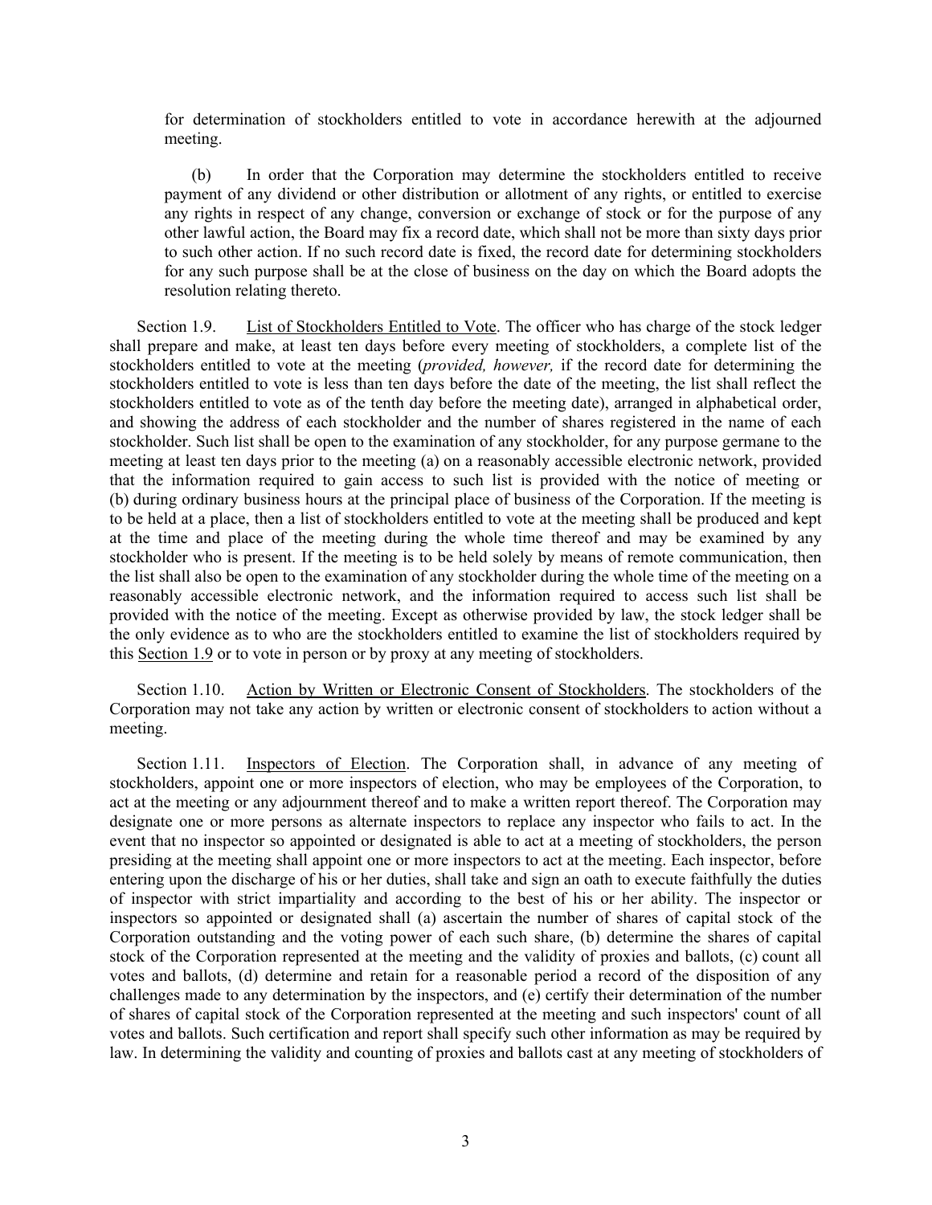for determination of stockholders entitled to vote in accordance herewith at the adjourned meeting.

(b) In order that the Corporation may determine the stockholders entitled to receive payment of any dividend or other distribution or allotment of any rights, or entitled to exercise any rights in respect of any change, conversion or exchange of stock or for the purpose of any other lawful action, the Board may fix a record date, which shall not be more than sixty days prior to such other action. If no such record date is fixed, the record date for determining stockholders for any such purpose shall be at the close of business on the day on which the Board adopts the resolution relating thereto.

Section 1.9. List of Stockholders Entitled to Vote. The officer who has charge of the stock ledger shall prepare and make, at least ten days before every meeting of stockholders, a complete list of the stockholders entitled to vote at the meeting (*provided, however,* if the record date for determining the stockholders entitled to vote is less than ten days before the date of the meeting, the list shall reflect the stockholders entitled to vote as of the tenth day before the meeting date), arranged in alphabetical order, and showing the address of each stockholder and the number of shares registered in the name of each stockholder. Such list shall be open to the examination of any stockholder, for any purpose germane to the meeting at least ten days prior to the meeting (a) on a reasonably accessible electronic network, provided that the information required to gain access to such list is provided with the notice of meeting or (b) during ordinary business hours at the principal place of business of the Corporation. If the meeting is to be held at a place, then a list of stockholders entitled to vote at the meeting shall be produced and kept at the time and place of the meeting during the whole time thereof and may be examined by any stockholder who is present. If the meeting is to be held solely by means of remote communication, then the list shall also be open to the examination of any stockholder during the whole time of the meeting on a reasonably accessible electronic network, and the information required to access such list shall be provided with the notice of the meeting. Except as otherwise provided by law, the stock ledger shall be the only evidence as to who are the stockholders entitled to examine the list of stockholders required by this Section 1.9 or to vote in person or by proxy at any meeting of stockholders.

Section 1.10. Action by Written or Electronic Consent of Stockholders. The stockholders of the Corporation may not take any action by written or electronic consent of stockholders to action without a meeting.

Section 1.11. Inspectors of Election. The Corporation shall, in advance of any meeting of stockholders, appoint one or more inspectors of election, who may be employees of the Corporation, to act at the meeting or any adjournment thereof and to make a written report thereof. The Corporation may designate one or more persons as alternate inspectors to replace any inspector who fails to act. In the event that no inspector so appointed or designated is able to act at a meeting of stockholders, the person presiding at the meeting shall appoint one or more inspectors to act at the meeting. Each inspector, before entering upon the discharge of his or her duties, shall take and sign an oath to execute faithfully the duties of inspector with strict impartiality and according to the best of his or her ability. The inspector or inspectors so appointed or designated shall (a) ascertain the number of shares of capital stock of the Corporation outstanding and the voting power of each such share, (b) determine the shares of capital stock of the Corporation represented at the meeting and the validity of proxies and ballots, (c) count all votes and ballots, (d) determine and retain for a reasonable period a record of the disposition of any challenges made to any determination by the inspectors, and (e) certify their determination of the number of shares of capital stock of the Corporation represented at the meeting and such inspectors' count of all votes and ballots. Such certification and report shall specify such other information as may be required by law. In determining the validity and counting of proxies and ballots cast at any meeting of stockholders of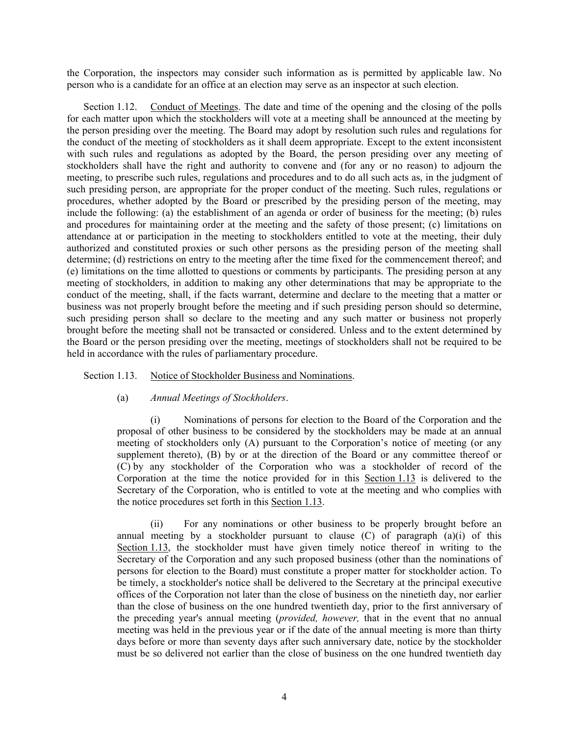the Corporation, the inspectors may consider such information as is permitted by applicable law. No person who is a candidate for an office at an election may serve as an inspector at such election.

Section 1.12. Conduct of Meetings. The date and time of the opening and the closing of the polls for each matter upon which the stockholders will vote at a meeting shall be announced at the meeting by the person presiding over the meeting. The Board may adopt by resolution such rules and regulations for the conduct of the meeting of stockholders as it shall deem appropriate. Except to the extent inconsistent with such rules and regulations as adopted by the Board, the person presiding over any meeting of stockholders shall have the right and authority to convene and (for any or no reason) to adjourn the meeting, to prescribe such rules, regulations and procedures and to do all such acts as, in the judgment of such presiding person, are appropriate for the proper conduct of the meeting. Such rules, regulations or procedures, whether adopted by the Board or prescribed by the presiding person of the meeting, may include the following: (a) the establishment of an agenda or order of business for the meeting; (b) rules and procedures for maintaining order at the meeting and the safety of those present; (c) limitations on attendance at or participation in the meeting to stockholders entitled to vote at the meeting, their duly authorized and constituted proxies or such other persons as the presiding person of the meeting shall determine; (d) restrictions on entry to the meeting after the time fixed for the commencement thereof; and (e) limitations on the time allotted to questions or comments by participants. The presiding person at any meeting of stockholders, in addition to making any other determinations that may be appropriate to the conduct of the meeting, shall, if the facts warrant, determine and declare to the meeting that a matter or business was not properly brought before the meeting and if such presiding person should so determine, such presiding person shall so declare to the meeting and any such matter or business not properly brought before the meeting shall not be transacted or considered. Unless and to the extent determined by the Board or the person presiding over the meeting, meetings of stockholders shall not be required to be held in accordance with the rules of parliamentary procedure.

Section 1.13. Notice of Stockholder Business and Nominations.

(a) *Annual Meetings of Stockholders*.

(i) Nominations of persons for election to the Board of the Corporation and the proposal of other business to be considered by the stockholders may be made at an annual meeting of stockholders only (A) pursuant to the Corporation's notice of meeting (or any supplement thereto), (B) by or at the direction of the Board or any committee thereof or (C) by any stockholder of the Corporation who was a stockholder of record of the Corporation at the time the notice provided for in this Section 1.13 is delivered to the Secretary of the Corporation, who is entitled to vote at the meeting and who complies with the notice procedures set forth in this Section 1.13.

(ii) For any nominations or other business to be properly brought before an annual meeting by a stockholder pursuant to clause (C) of paragraph (a)(i) of this Section 1.13, the stockholder must have given timely notice thereof in writing to the Secretary of the Corporation and any such proposed business (other than the nominations of persons for election to the Board) must constitute a proper matter for stockholder action. To be timely, a stockholder's notice shall be delivered to the Secretary at the principal executive offices of the Corporation not later than the close of business on the ninetieth day, nor earlier than the close of business on the one hundred twentieth day, prior to the first anniversary of the preceding year's annual meeting (*provided, however,* that in the event that no annual meeting was held in the previous year or if the date of the annual meeting is more than thirty days before or more than seventy days after such anniversary date, notice by the stockholder must be so delivered not earlier than the close of business on the one hundred twentieth day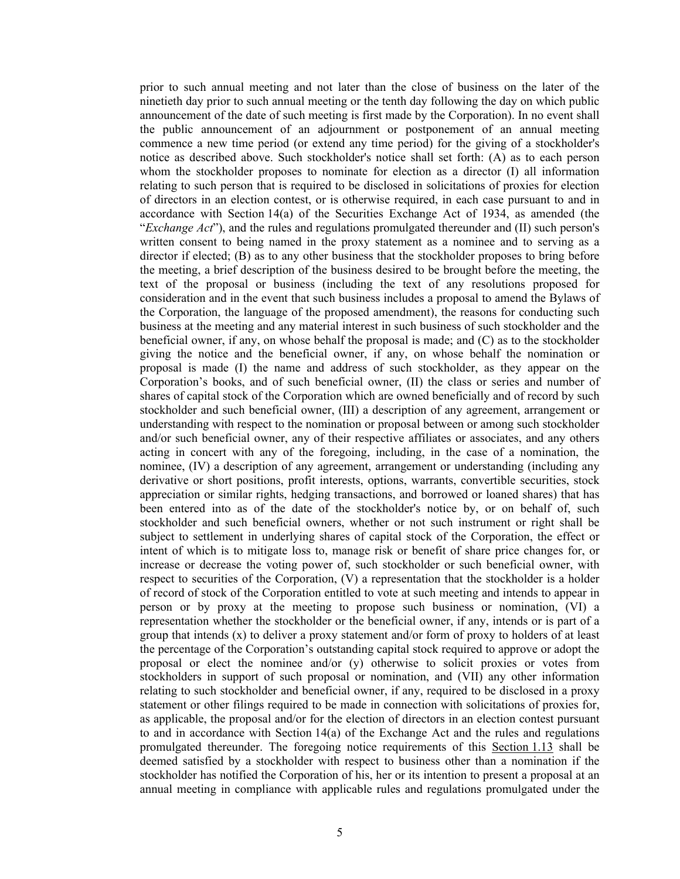prior to such annual meeting and not later than the close of business on the later of the ninetieth day prior to such annual meeting or the tenth day following the day on which public announcement of the date of such meeting is first made by the Corporation). In no event shall the public announcement of an adjournment or postponement of an annual meeting commence a new time period (or extend any time period) for the giving of a stockholder's notice as described above. Such stockholder's notice shall set forth: (A) as to each person whom the stockholder proposes to nominate for election as a director (I) all information relating to such person that is required to be disclosed in solicitations of proxies for election of directors in an election contest, or is otherwise required, in each case pursuant to and in accordance with Section 14(a) of the Securities Exchange Act of 1934, as amended (the "*Exchange Act*"), and the rules and regulations promulgated thereunder and (II) such person's written consent to being named in the proxy statement as a nominee and to serving as a director if elected; (B) as to any other business that the stockholder proposes to bring before the meeting, a brief description of the business desired to be brought before the meeting, the text of the proposal or business (including the text of any resolutions proposed for consideration and in the event that such business includes a proposal to amend the Bylaws of the Corporation, the language of the proposed amendment), the reasons for conducting such business at the meeting and any material interest in such business of such stockholder and the beneficial owner, if any, on whose behalf the proposal is made; and (C) as to the stockholder giving the notice and the beneficial owner, if any, on whose behalf the nomination or proposal is made (I) the name and address of such stockholder, as they appear on the Corporation's books, and of such beneficial owner, (II) the class or series and number of shares of capital stock of the Corporation which are owned beneficially and of record by such stockholder and such beneficial owner, (III) a description of any agreement, arrangement or understanding with respect to the nomination or proposal between or among such stockholder and/or such beneficial owner, any of their respective affiliates or associates, and any others acting in concert with any of the foregoing, including, in the case of a nomination, the nominee, (IV) a description of any agreement, arrangement or understanding (including any derivative or short positions, profit interests, options, warrants, convertible securities, stock appreciation or similar rights, hedging transactions, and borrowed or loaned shares) that has been entered into as of the date of the stockholder's notice by, or on behalf of, such stockholder and such beneficial owners, whether or not such instrument or right shall be subject to settlement in underlying shares of capital stock of the Corporation, the effect or intent of which is to mitigate loss to, manage risk or benefit of share price changes for, or increase or decrease the voting power of, such stockholder or such beneficial owner, with respect to securities of the Corporation, (V) a representation that the stockholder is a holder of record of stock of the Corporation entitled to vote at such meeting and intends to appear in person or by proxy at the meeting to propose such business or nomination, (VI) a representation whether the stockholder or the beneficial owner, if any, intends or is part of a group that intends (x) to deliver a proxy statement and/or form of proxy to holders of at least the percentage of the Corporation's outstanding capital stock required to approve or adopt the proposal or elect the nominee and/or (y) otherwise to solicit proxies or votes from stockholders in support of such proposal or nomination, and (VII) any other information relating to such stockholder and beneficial owner, if any, required to be disclosed in a proxy statement or other filings required to be made in connection with solicitations of proxies for, as applicable, the proposal and/or for the election of directors in an election contest pursuant to and in accordance with Section 14(a) of the Exchange Act and the rules and regulations promulgated thereunder. The foregoing notice requirements of this Section 1.13 shall be deemed satisfied by a stockholder with respect to business other than a nomination if the stockholder has notified the Corporation of his, her or its intention to present a proposal at an annual meeting in compliance with applicable rules and regulations promulgated under the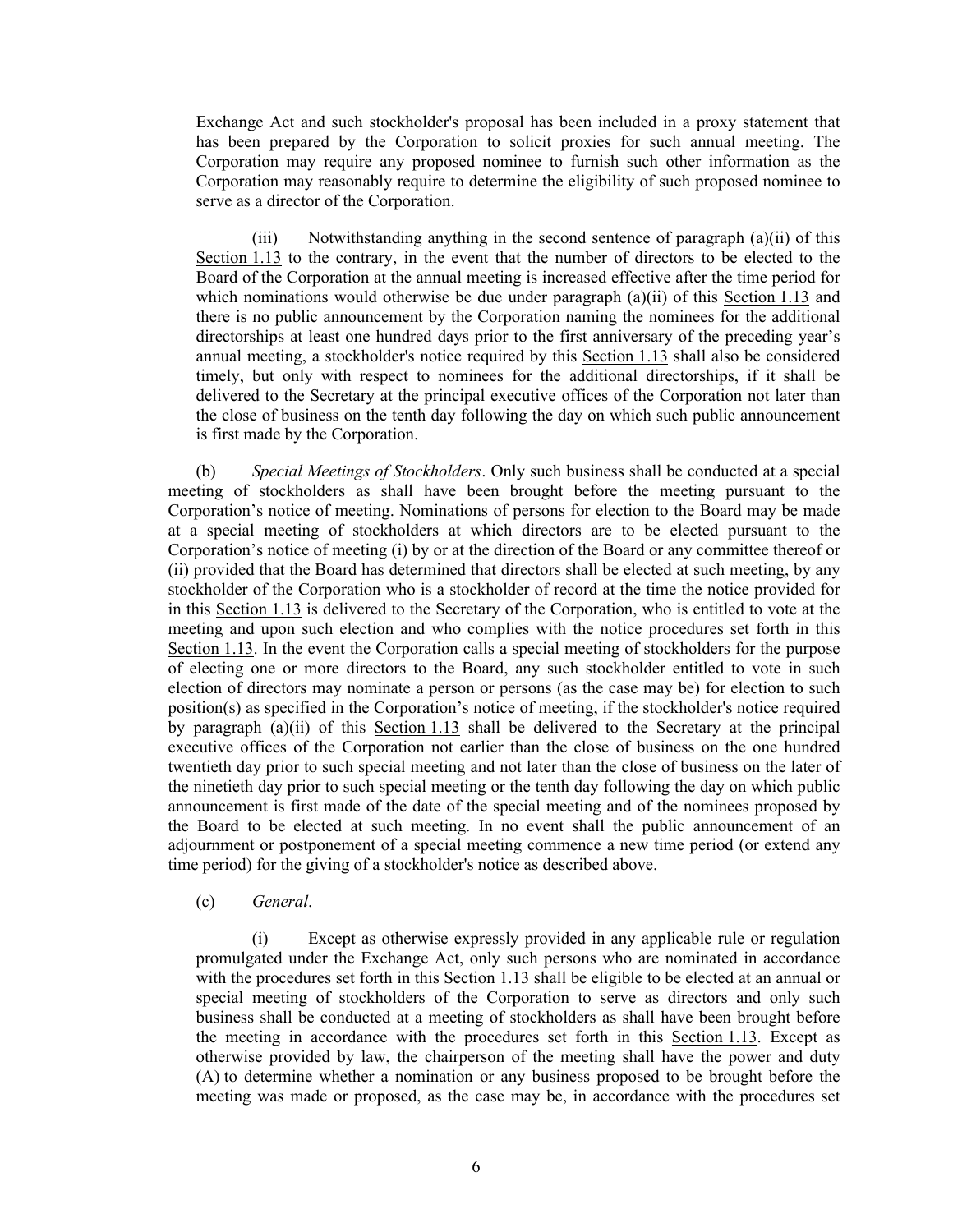Exchange Act and such stockholder's proposal has been included in a proxy statement that has been prepared by the Corporation to solicit proxies for such annual meeting. The Corporation may require any proposed nominee to furnish such other information as the Corporation may reasonably require to determine the eligibility of such proposed nominee to serve as a director of the Corporation.

(iii) Notwithstanding anything in the second sentence of paragraph (a)(ii) of this Section 1.13 to the contrary, in the event that the number of directors to be elected to the Board of the Corporation at the annual meeting is increased effective after the time period for which nominations would otherwise be due under paragraph (a)(ii) of this Section 1.13 and there is no public announcement by the Corporation naming the nominees for the additional directorships at least one hundred days prior to the first anniversary of the preceding year's annual meeting, a stockholder's notice required by this Section 1.13 shall also be considered timely, but only with respect to nominees for the additional directorships, if it shall be delivered to the Secretary at the principal executive offices of the Corporation not later than the close of business on the tenth day following the day on which such public announcement is first made by the Corporation.

(b) *Special Meetings of Stockholders*. Only such business shall be conducted at a special meeting of stockholders as shall have been brought before the meeting pursuant to the Corporation's notice of meeting. Nominations of persons for election to the Board may be made at a special meeting of stockholders at which directors are to be elected pursuant to the Corporation's notice of meeting (i) by or at the direction of the Board or any committee thereof or (ii) provided that the Board has determined that directors shall be elected at such meeting, by any stockholder of the Corporation who is a stockholder of record at the time the notice provided for in this Section 1.13 is delivered to the Secretary of the Corporation, who is entitled to vote at the meeting and upon such election and who complies with the notice procedures set forth in this Section 1.13. In the event the Corporation calls a special meeting of stockholders for the purpose of electing one or more directors to the Board, any such stockholder entitled to vote in such election of directors may nominate a person or persons (as the case may be) for election to such position(s) as specified in the Corporation's notice of meeting, if the stockholder's notice required by paragraph (a)(ii) of this Section 1.13 shall be delivered to the Secretary at the principal executive offices of the Corporation not earlier than the close of business on the one hundred twentieth day prior to such special meeting and not later than the close of business on the later of the ninetieth day prior to such special meeting or the tenth day following the day on which public announcement is first made of the date of the special meeting and of the nominees proposed by the Board to be elected at such meeting. In no event shall the public announcement of an adjournment or postponement of a special meeting commence a new time period (or extend any time period) for the giving of a stockholder's notice as described above.

(c) *General*.

(i) Except as otherwise expressly provided in any applicable rule or regulation promulgated under the Exchange Act, only such persons who are nominated in accordance with the procedures set forth in this Section 1.13 shall be eligible to be elected at an annual or special meeting of stockholders of the Corporation to serve as directors and only such business shall be conducted at a meeting of stockholders as shall have been brought before the meeting in accordance with the procedures set forth in this Section 1.13. Except as otherwise provided by law, the chairperson of the meeting shall have the power and duty (A) to determine whether a nomination or any business proposed to be brought before the meeting was made or proposed, as the case may be, in accordance with the procedures set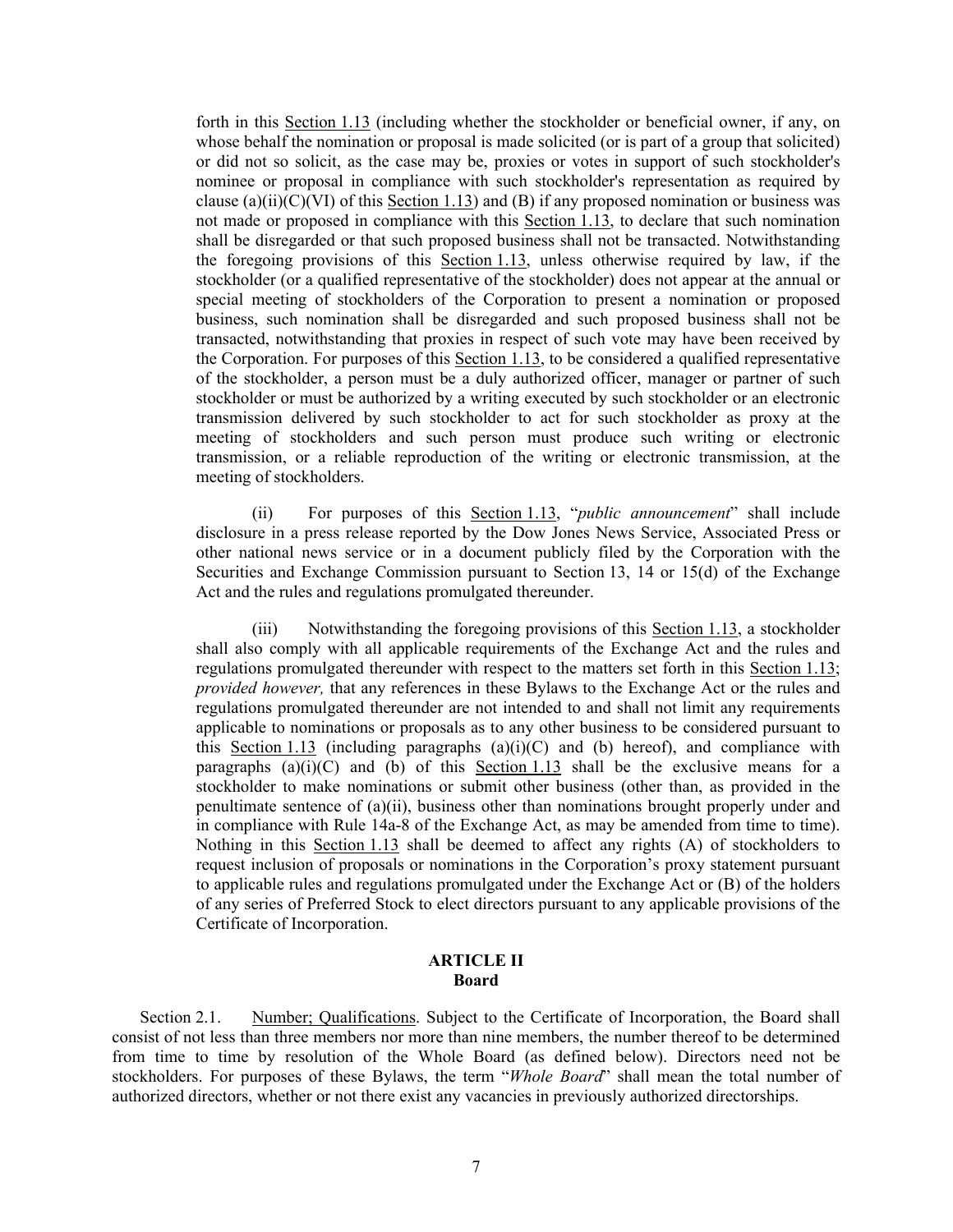forth in this Section 1.13 (including whether the stockholder or beneficial owner, if any, on whose behalf the nomination or proposal is made solicited (or is part of a group that solicited) or did not so solicit, as the case may be, proxies or votes in support of such stockholder's nominee or proposal in compliance with such stockholder's representation as required by clause (a)(ii)(C)(VI) of this Section 1.13) and (B) if any proposed nomination or business was not made or proposed in compliance with this Section 1.13, to declare that such nomination shall be disregarded or that such proposed business shall not be transacted. Notwithstanding the foregoing provisions of this Section 1.13, unless otherwise required by law, if the stockholder (or a qualified representative of the stockholder) does not appear at the annual or special meeting of stockholders of the Corporation to present a nomination or proposed business, such nomination shall be disregarded and such proposed business shall not be transacted, notwithstanding that proxies in respect of such vote may have been received by the Corporation. For purposes of this Section 1.13, to be considered a qualified representative of the stockholder, a person must be a duly authorized officer, manager or partner of such stockholder or must be authorized by a writing executed by such stockholder or an electronic transmission delivered by such stockholder to act for such stockholder as proxy at the meeting of stockholders and such person must produce such writing or electronic transmission, or a reliable reproduction of the writing or electronic transmission, at the meeting of stockholders.

(ii) For purposes of this Section 1.13, "*public announcement*" shall include disclosure in a press release reported by the Dow Jones News Service, Associated Press or other national news service or in a document publicly filed by the Corporation with the Securities and Exchange Commission pursuant to Section 13, 14 or 15(d) of the Exchange Act and the rules and regulations promulgated thereunder.

(iii) Notwithstanding the foregoing provisions of this Section 1.13, a stockholder shall also comply with all applicable requirements of the Exchange Act and the rules and regulations promulgated thereunder with respect to the matters set forth in this Section 1.13; *provided however,* that any references in these Bylaws to the Exchange Act or the rules and regulations promulgated thereunder are not intended to and shall not limit any requirements applicable to nominations or proposals as to any other business to be considered pursuant to this Section 1.13 (including paragraphs (a)(i)(C) and (b) hereof), and compliance with paragraphs (a)(i)(C) and (b) of this Section 1.13 shall be the exclusive means for a stockholder to make nominations or submit other business (other than, as provided in the penultimate sentence of (a)(ii), business other than nominations brought properly under and in compliance with Rule 14a-8 of the Exchange Act, as may be amended from time to time). Nothing in this Section 1.13 shall be deemed to affect any rights (A) of stockholders to request inclusion of proposals or nominations in the Corporation's proxy statement pursuant to applicable rules and regulations promulgated under the Exchange Act or (B) of the holders of any series of Preferred Stock to elect directors pursuant to any applicable provisions of the Certificate of Incorporation.

## ARTICLE II
## Board

Section 2.1. Number; Qualifications. Subject to the Certificate of Incorporation, the Board shall consist of not less than three members nor more than nine members, the number thereof to be determined from time to time by resolution of the Whole Board (as defined below). Directors need not be stockholders. For purposes of these Bylaws, the term "*Whole Board*" shall mean the total number of authorized directors, whether or not there exist any vacancies in previously authorized directorships.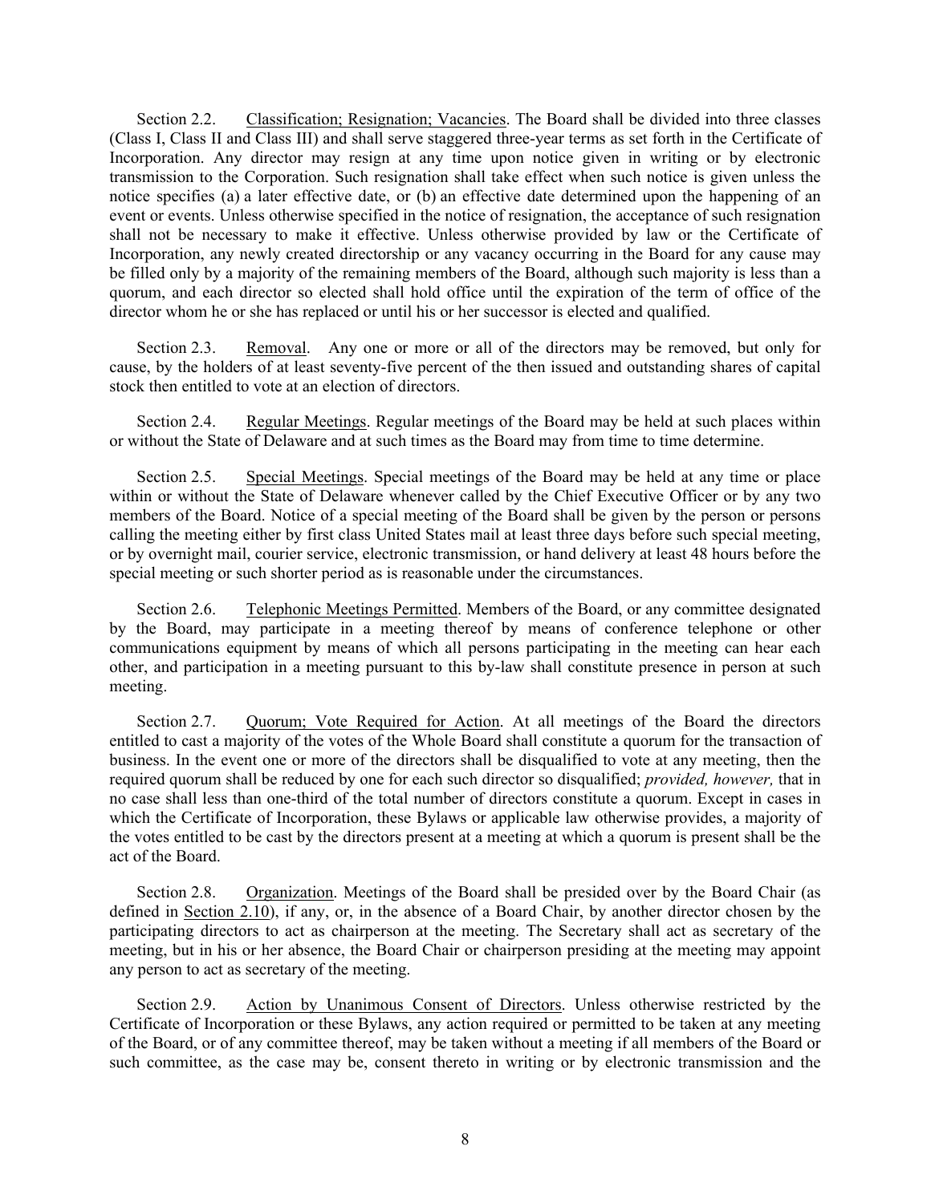Section 2.2. Classification; Resignation; Vacancies. The Board shall be divided into three classes (Class I, Class II and Class III) and shall serve staggered three-year terms as set forth in the Certificate of Incorporation. Any director may resign at any time upon notice given in writing or by electronic transmission to the Corporation. Such resignation shall take effect when such notice is given unless the notice specifies (a) a later effective date, or (b) an effective date determined upon the happening of an event or events. Unless otherwise specified in the notice of resignation, the acceptance of such resignation shall not be necessary to make it effective. Unless otherwise provided by law or the Certificate of Incorporation, any newly created directorship or any vacancy occurring in the Board for any cause may be filled only by a majority of the remaining members of the Board, although such majority is less than a quorum, and each director so elected shall hold office until the expiration of the term of office of the director whom he or she has replaced or until his or her successor is elected and qualified.

Section 2.3. Removal. Any one or more or all of the directors may be removed, but only for cause, by the holders of at least seventy-five percent of the then issued and outstanding shares of capital stock then entitled to vote at an election of directors.

Section 2.4. Regular Meetings. Regular meetings of the Board may be held at such places within or without the State of Delaware and at such times as the Board may from time to time determine.

Section 2.5. Special Meetings. Special meetings of the Board may be held at any time or place within or without the State of Delaware whenever called by the Chief Executive Officer or by any two members of the Board. Notice of a special meeting of the Board shall be given by the person or persons calling the meeting either by first class United States mail at least three days before such special meeting, or by overnight mail, courier service, electronic transmission, or hand delivery at least 48 hours before the special meeting or such shorter period as is reasonable under the circumstances.

Section 2.6. Telephonic Meetings Permitted. Members of the Board, or any committee designated by the Board, may participate in a meeting thereof by means of conference telephone or other communications equipment by means of which all persons participating in the meeting can hear each other, and participation in a meeting pursuant to this by-law shall constitute presence in person at such meeting.

Section 2.7. Quorum; Vote Required for Action. At all meetings of the Board the directors entitled to cast a majority of the votes of the Whole Board shall constitute a quorum for the transaction of business. In the event one or more of the directors shall be disqualified to vote at any meeting, then the required quorum shall be reduced by one for each such director so disqualified; *provided, however,* that in no case shall less than one-third of the total number of directors constitute a quorum. Except in cases in which the Certificate of Incorporation, these Bylaws or applicable law otherwise provides, a majority of the votes entitled to be cast by the directors present at a meeting at which a quorum is present shall be the act of the Board.

Section 2.8. Organization. Meetings of the Board shall be presided over by the Board Chair (as defined in Section 2.10), if any, or, in the absence of a Board Chair, by another director chosen by the participating directors to act as chairperson at the meeting. The Secretary shall act as secretary of the meeting, but in his or her absence, the Board Chair or chairperson presiding at the meeting may appoint any person to act as secretary of the meeting.

Section 2.9. Action by Unanimous Consent of Directors. Unless otherwise restricted by the Certificate of Incorporation or these Bylaws, any action required or permitted to be taken at any meeting of the Board, or of any committee thereof, may be taken without a meeting if all members of the Board or such committee, as the case may be, consent thereto in writing or by electronic transmission and the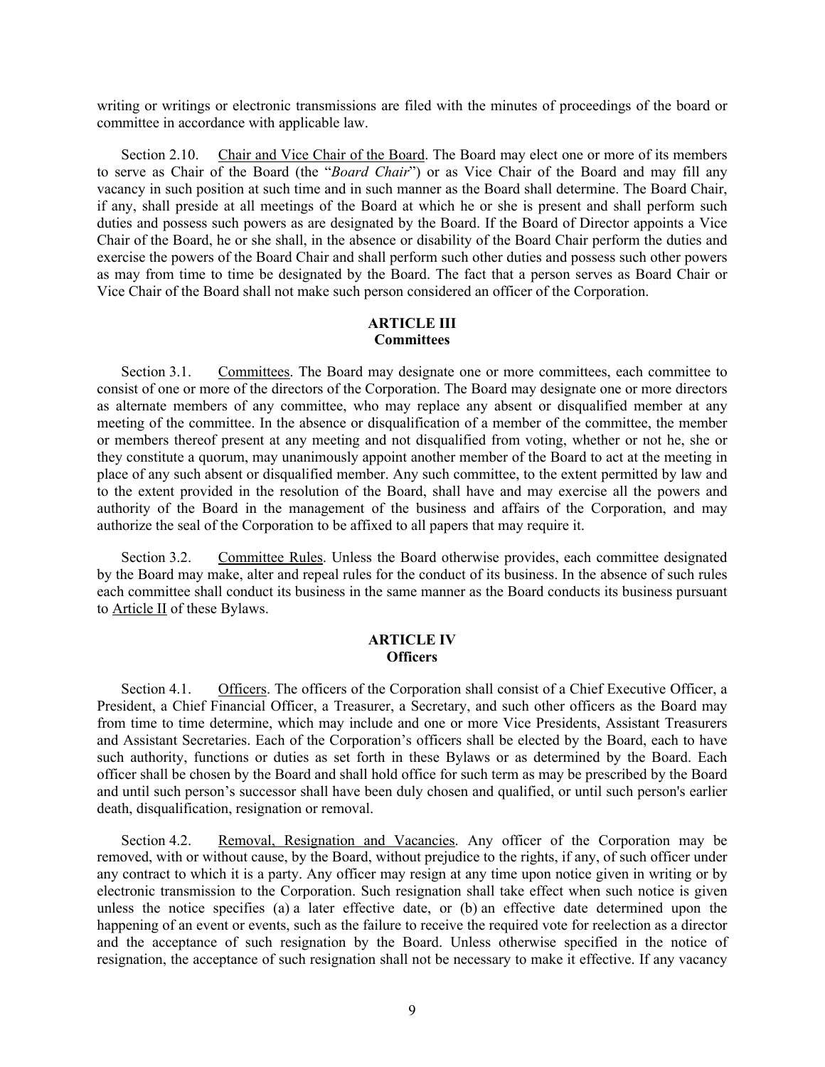writing or writings or electronic transmissions are filed with the minutes of proceedings of the board or committee in accordance with applicable law.

Section 2.10. Chair and Vice Chair of the Board. The Board may elect one or more of its members to serve as Chair of the Board (the "*Board Chair*") or as Vice Chair of the Board and may fill any vacancy in such position at such time and in such manner as the Board shall determine. The Board Chair, if any, shall preside at all meetings of the Board at which he or she is present and shall perform such duties and possess such powers as are designated by the Board. If the Board of Director appoints a Vice Chair of the Board, he or she shall, in the absence or disability of the Board Chair perform the duties and exercise the powers of the Board Chair and shall perform such other duties and possess such other powers as may from time to time be designated by the Board. The fact that a person serves as Board Chair or Vice Chair of the Board shall not make such person considered an officer of the Corporation.

## ARTICLE III
## Committees

Section 3.1. Committees. The Board may designate one or more committees, each committee to consist of one or more of the directors of the Corporation. The Board may designate one or more directors as alternate members of any committee, who may replace any absent or disqualified member at any meeting of the committee. In the absence or disqualification of a member of the committee, the member or members thereof present at any meeting and not disqualified from voting, whether or not he, she or they constitute a quorum, may unanimously appoint another member of the Board to act at the meeting in place of any such absent or disqualified member. Any such committee, to the extent permitted by law and to the extent provided in the resolution of the Board, shall have and may exercise all the powers and authority of the Board in the management of the business and affairs of the Corporation, and may authorize the seal of the Corporation to be affixed to all papers that may require it.

Section 3.2. Committee Rules. Unless the Board otherwise provides, each committee designated by the Board may make, alter and repeal rules for the conduct of its business. In the absence of such rules each committee shall conduct its business in the same manner as the Board conducts its business pursuant to Article II of these Bylaws.

## ARTICLE IV
## Officers

Section 4.1. Officers. The officers of the Corporation shall consist of a Chief Executive Officer, a President, a Chief Financial Officer, a Treasurer, a Secretary, and such other officers as the Board may from time to time determine, which may include and one or more Vice Presidents, Assistant Treasurers and Assistant Secretaries. Each of the Corporation's officers shall be elected by the Board, each to have such authority, functions or duties as set forth in these Bylaws or as determined by the Board. Each officer shall be chosen by the Board and shall hold office for such term as may be prescribed by the Board and until such person's successor shall have been duly chosen and qualified, or until such person's earlier death, disqualification, resignation or removal.

Section 4.2. Removal, Resignation and Vacancies. Any officer of the Corporation may be removed, with or without cause, by the Board, without prejudice to the rights, if any, of such officer under any contract to which it is a party. Any officer may resign at any time upon notice given in writing or by electronic transmission to the Corporation. Such resignation shall take effect when such notice is given unless the notice specifies (a) a later effective date, or (b) an effective date determined upon the happening of an event or events, such as the failure to receive the required vote for reelection as a director and the acceptance of such resignation by the Board. Unless otherwise specified in the notice of resignation, the acceptance of such resignation shall not be necessary to make it effective. If any vacancy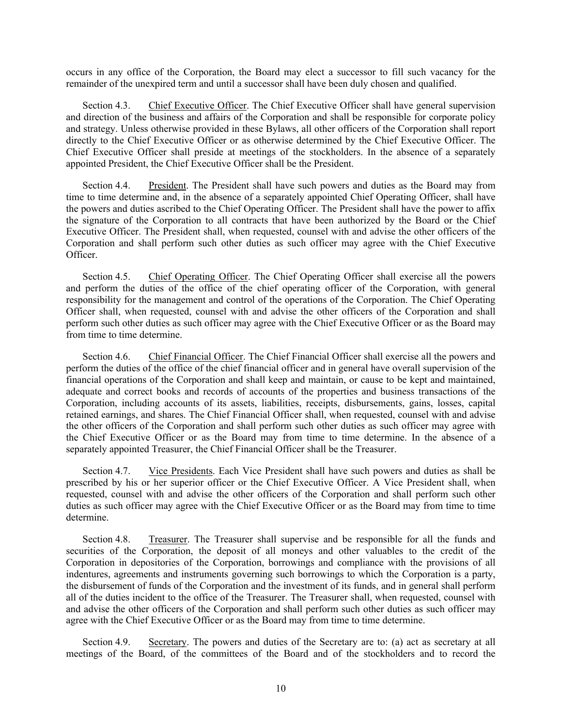occurs in any office of the Corporation, the Board may elect a successor to fill such vacancy for the remainder of the unexpired term and until a successor shall have been duly chosen and qualified.

Section 4.3. Chief Executive Officer. The Chief Executive Officer shall have general supervision and direction of the business and affairs of the Corporation and shall be responsible for corporate policy and strategy. Unless otherwise provided in these Bylaws, all other officers of the Corporation shall report directly to the Chief Executive Officer or as otherwise determined by the Chief Executive Officer. The Chief Executive Officer shall preside at meetings of the stockholders. In the absence of a separately appointed President, the Chief Executive Officer shall be the President.

Section 4.4. President. The President shall have such powers and duties as the Board may from time to time determine and, in the absence of a separately appointed Chief Operating Officer, shall have the powers and duties ascribed to the Chief Operating Officer. The President shall have the power to affix the signature of the Corporation to all contracts that have been authorized by the Board or the Chief Executive Officer. The President shall, when requested, counsel with and advise the other officers of the Corporation and shall perform such other duties as such officer may agree with the Chief Executive Officer.

Section 4.5. Chief Operating Officer. The Chief Operating Officer shall exercise all the powers and perform the duties of the office of the chief operating officer of the Corporation, with general responsibility for the management and control of the operations of the Corporation. The Chief Operating Officer shall, when requested, counsel with and advise the other officers of the Corporation and shall perform such other duties as such officer may agree with the Chief Executive Officer or as the Board may from time to time determine.

Section 4.6. Chief Financial Officer. The Chief Financial Officer shall exercise all the powers and perform the duties of the office of the chief financial officer and in general have overall supervision of the financial operations of the Corporation and shall keep and maintain, or cause to be kept and maintained, adequate and correct books and records of accounts of the properties and business transactions of the Corporation, including accounts of its assets, liabilities, receipts, disbursements, gains, losses, capital retained earnings, and shares. The Chief Financial Officer shall, when requested, counsel with and advise the other officers of the Corporation and shall perform such other duties as such officer may agree with the Chief Executive Officer or as the Board may from time to time determine. In the absence of a separately appointed Treasurer, the Chief Financial Officer shall be the Treasurer.

Section 4.7. Vice Presidents. Each Vice President shall have such powers and duties as shall be prescribed by his or her superior officer or the Chief Executive Officer. A Vice President shall, when requested, counsel with and advise the other officers of the Corporation and shall perform such other duties as such officer may agree with the Chief Executive Officer or as the Board may from time to time determine.

Section 4.8. Treasurer. The Treasurer shall supervise and be responsible for all the funds and securities of the Corporation, the deposit of all moneys and other valuables to the credit of the Corporation in depositories of the Corporation, borrowings and compliance with the provisions of all indentures, agreements and instruments governing such borrowings to which the Corporation is a party, the disbursement of funds of the Corporation and the investment of its funds, and in general shall perform all of the duties incident to the office of the Treasurer. The Treasurer shall, when requested, counsel with and advise the other officers of the Corporation and shall perform such other duties as such officer may agree with the Chief Executive Officer or as the Board may from time to time determine.

Section 4.9. Secretary. The powers and duties of the Secretary are to: (a) act as secretary at all meetings of the Board, of the committees of the Board and of the stockholders and to record the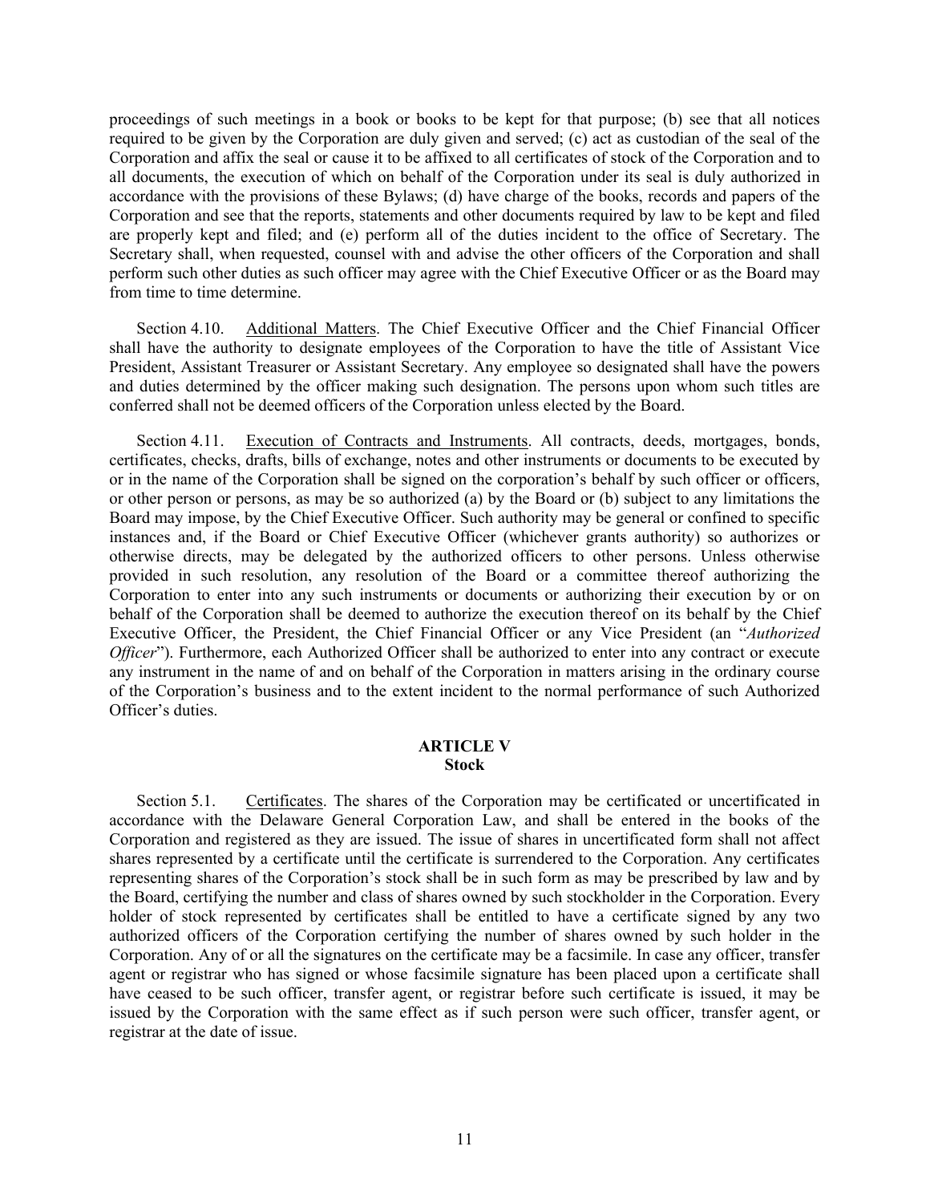proceedings of such meetings in a book or books to be kept for that purpose; (b) see that all notices required to be given by the Corporation are duly given and served; (c) act as custodian of the seal of the Corporation and affix the seal or cause it to be affixed to all certificates of stock of the Corporation and to all documents, the execution of which on behalf of the Corporation under its seal is duly authorized in accordance with the provisions of these Bylaws; (d) have charge of the books, records and papers of the Corporation and see that the reports, statements and other documents required by law to be kept and filed are properly kept and filed; and (e) perform all of the duties incident to the office of Secretary. The Secretary shall, when requested, counsel with and advise the other officers of the Corporation and shall perform such other duties as such officer may agree with the Chief Executive Officer or as the Board may from time to time determine.

Section 4.10. Additional Matters. The Chief Executive Officer and the Chief Financial Officer shall have the authority to designate employees of the Corporation to have the title of Assistant Vice President, Assistant Treasurer or Assistant Secretary. Any employee so designated shall have the powers and duties determined by the officer making such designation. The persons upon whom such titles are conferred shall not be deemed officers of the Corporation unless elected by the Board.

Section 4.11. Execution of Contracts and Instruments. All contracts, deeds, mortgages, bonds, certificates, checks, drafts, bills of exchange, notes and other instruments or documents to be executed by or in the name of the Corporation shall be signed on the corporation's behalf by such officer or officers, or other person or persons, as may be so authorized (a) by the Board or (b) subject to any limitations the Board may impose, by the Chief Executive Officer. Such authority may be general or confined to specific instances and, if the Board or Chief Executive Officer (whichever grants authority) so authorizes or otherwise directs, may be delegated by the authorized officers to other persons. Unless otherwise provided in such resolution, any resolution of the Board or a committee thereof authorizing the Corporation to enter into any such instruments or documents or authorizing their execution by or on behalf of the Corporation shall be deemed to authorize the execution thereof on its behalf by the Chief Executive Officer, the President, the Chief Financial Officer or any Vice President (an "*Authorized Officer*"). Furthermore, each Authorized Officer shall be authorized to enter into any contract or execute any instrument in the name of and on behalf of the Corporation in matters arising in the ordinary course of the Corporation's business and to the extent incident to the normal performance of such Authorized Officer's duties.

## ARTICLE V
## Stock

Section 5.1. Certificates. The shares of the Corporation may be certificated or uncertificated in accordance with the Delaware General Corporation Law, and shall be entered in the books of the Corporation and registered as they are issued. The issue of shares in uncertificated form shall not affect shares represented by a certificate until the certificate is surrendered to the Corporation. Any certificates representing shares of the Corporation's stock shall be in such form as may be prescribed by law and by the Board, certifying the number and class of shares owned by such stockholder in the Corporation. Every holder of stock represented by certificates shall be entitled to have a certificate signed by any two authorized officers of the Corporation certifying the number of shares owned by such holder in the Corporation. Any of or all the signatures on the certificate may be a facsimile. In case any officer, transfer agent or registrar who has signed or whose facsimile signature has been placed upon a certificate shall have ceased to be such officer, transfer agent, or registrar before such certificate is issued, it may be issued by the Corporation with the same effect as if such person were such officer, transfer agent, or registrar at the date of issue.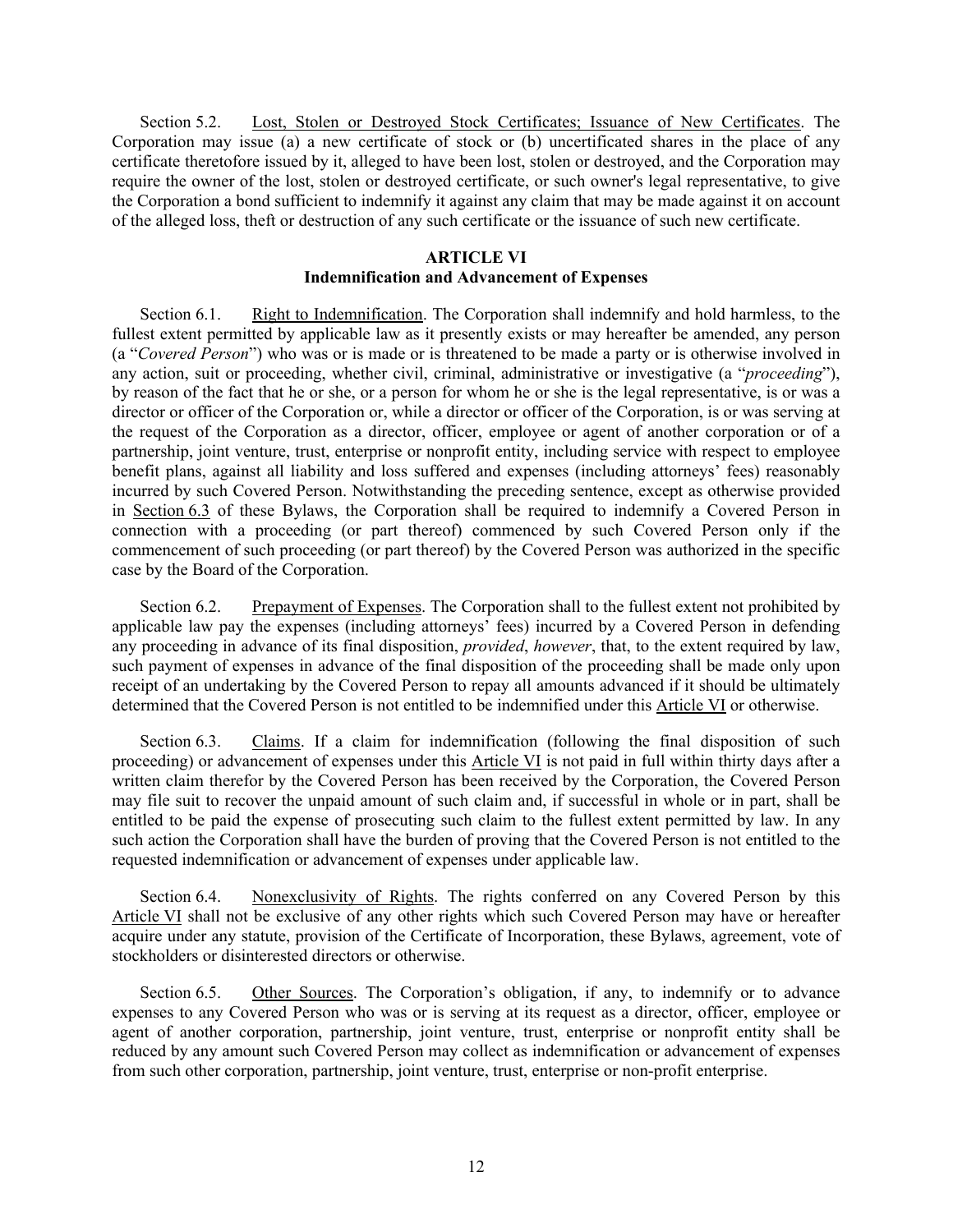Section 5.2. Lost, Stolen or Destroyed Stock Certificates; Issuance of New Certificates. The Corporation may issue (a) a new certificate of stock or (b) uncertificated shares in the place of any certificate theretofore issued by it, alleged to have been lost, stolen or destroyed, and the Corporation may require the owner of the lost, stolen or destroyed certificate, or such owner's legal representative, to give the Corporation a bond sufficient to indemnify it against any claim that may be made against it on account of the alleged loss, theft or destruction of any such certificate or the issuance of such new certificate.

**ARTICLE VI**
**Indemnification and Advancement of Expenses**

Section 6.1. Right to Indemnification. The Corporation shall indemnify and hold harmless, to the fullest extent permitted by applicable law as it presently exists or may hereafter be amended, any person (a "*Covered Person*") who was or is made or is threatened to be made a party or is otherwise involved in any action, suit or proceeding, whether civil, criminal, administrative or investigative (a "*proceeding*"), by reason of the fact that he or she, or a person for whom he or she is the legal representative, is or was a director or officer of the Corporation or, while a director or officer of the Corporation, is or was serving at the request of the Corporation as a director, officer, employee or agent of another corporation or of a partnership, joint venture, trust, enterprise or nonprofit entity, including service with respect to employee benefit plans, against all liability and loss suffered and expenses (including attorneys' fees) reasonably incurred by such Covered Person. Notwithstanding the preceding sentence, except as otherwise provided in Section 6.3 of these Bylaws, the Corporation shall be required to indemnify a Covered Person in connection with a proceeding (or part thereof) commenced by such Covered Person only if the commencement of such proceeding (or part thereof) by the Covered Person was authorized in the specific case by the Board of the Corporation.

Section 6.2. Prepayment of Expenses. The Corporation shall to the fullest extent not prohibited by applicable law pay the expenses (including attorneys' fees) incurred by a Covered Person in defending any proceeding in advance of its final disposition, *provided*, *however*, that, to the extent required by law, such payment of expenses in advance of the final disposition of the proceeding shall be made only upon receipt of an undertaking by the Covered Person to repay all amounts advanced if it should be ultimately determined that the Covered Person is not entitled to be indemnified under this Article VI or otherwise.

Section 6.3. Claims. If a claim for indemnification (following the final disposition of such proceeding) or advancement of expenses under this Article VI is not paid in full within thirty days after a written claim therefor by the Covered Person has been received by the Corporation, the Covered Person may file suit to recover the unpaid amount of such claim and, if successful in whole or in part, shall be entitled to be paid the expense of prosecuting such claim to the fullest extent permitted by law. In any such action the Corporation shall have the burden of proving that the Covered Person is not entitled to the requested indemnification or advancement of expenses under applicable law.

Section 6.4. Nonexclusivity of Rights. The rights conferred on any Covered Person by this Article VI shall not be exclusive of any other rights which such Covered Person may have or hereafter acquire under any statute, provision of the Certificate of Incorporation, these Bylaws, agreement, vote of stockholders or disinterested directors or otherwise.

Section 6.5. Other Sources. The Corporation's obligation, if any, to indemnify or to advance expenses to any Covered Person who was or is serving at its request as a director, officer, employee or agent of another corporation, partnership, joint venture, trust, enterprise or nonprofit entity shall be reduced by any amount such Covered Person may collect as indemnification or advancement of expenses from such other corporation, partnership, joint venture, trust, enterprise or non-profit enterprise.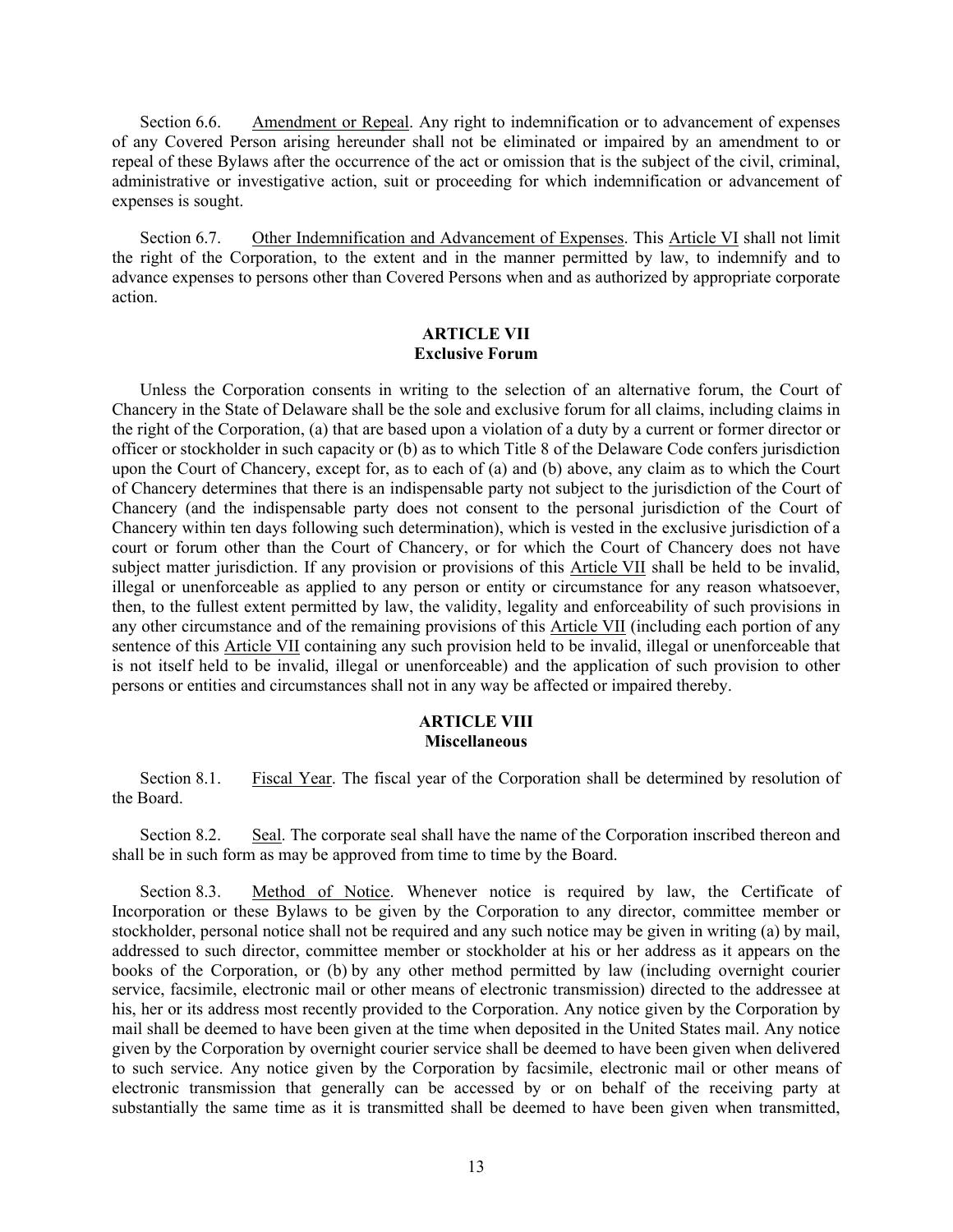Section 6.6. Amendment or Repeal. Any right to indemnification or to advancement of expenses of any Covered Person arising hereunder shall not be eliminated or impaired by an amendment to or repeal of these Bylaws after the occurrence of the act or omission that is the subject of the civil, criminal, administrative or investigative action, suit or proceeding for which indemnification or advancement of expenses is sought.

Section 6.7. Other Indemnification and Advancement of Expenses. This Article VI shall not limit the right of the Corporation, to the extent and in the manner permitted by law, to indemnify and to advance expenses to persons other than Covered Persons when and as authorized by appropriate corporate action.

## ARTICLE VII
## Exclusive Forum

Unless the Corporation consents in writing to the selection of an alternative forum, the Court of Chancery in the State of Delaware shall be the sole and exclusive forum for all claims, including claims in the right of the Corporation, (a) that are based upon a violation of a duty by a current or former director or officer or stockholder in such capacity or (b) as to which Title 8 of the Delaware Code confers jurisdiction upon the Court of Chancery, except for, as to each of (a) and (b) above, any claim as to which the Court of Chancery determines that there is an indispensable party not subject to the jurisdiction of the Court of Chancery (and the indispensable party does not consent to the personal jurisdiction of the Court of Chancery within ten days following such determination), which is vested in the exclusive jurisdiction of a court or forum other than the Court of Chancery, or for which the Court of Chancery does not have subject matter jurisdiction. If any provision or provisions of this Article VII shall be held to be invalid, illegal or unenforceable as applied to any person or entity or circumstance for any reason whatsoever, then, to the fullest extent permitted by law, the validity, legality and enforceability of such provisions in any other circumstance and of the remaining provisions of this Article VII (including each portion of any sentence of this Article VII containing any such provision held to be invalid, illegal or unenforceable that is not itself held to be invalid, illegal or unenforceable) and the application of such provision to other persons or entities and circumstances shall not in any way be affected or impaired thereby.

## ARTICLE VIII
## Miscellaneous

Section 8.1. Fiscal Year. The fiscal year of the Corporation shall be determined by resolution of the Board.

Section 8.2. Seal. The corporate seal shall have the name of the Corporation inscribed thereon and shall be in such form as may be approved from time to time by the Board.

Section 8.3. Method of Notice. Whenever notice is required by law, the Certificate of Incorporation or these Bylaws to be given by the Corporation to any director, committee member or stockholder, personal notice shall not be required and any such notice may be given in writing (a) by mail, addressed to such director, committee member or stockholder at his or her address as it appears on the books of the Corporation, or (b) by any other method permitted by law (including overnight courier service, facsimile, electronic mail or other means of electronic transmission) directed to the addressee at his, her or its address most recently provided to the Corporation. Any notice given by the Corporation by mail shall be deemed to have been given at the time when deposited in the United States mail. Any notice given by the Corporation by overnight courier service shall be deemed to have been given when delivered to such service. Any notice given by the Corporation by facsimile, electronic mail or other means of electronic transmission that generally can be accessed by or on behalf of the receiving party at substantially the same time as it is transmitted shall be deemed to have been given when transmitted,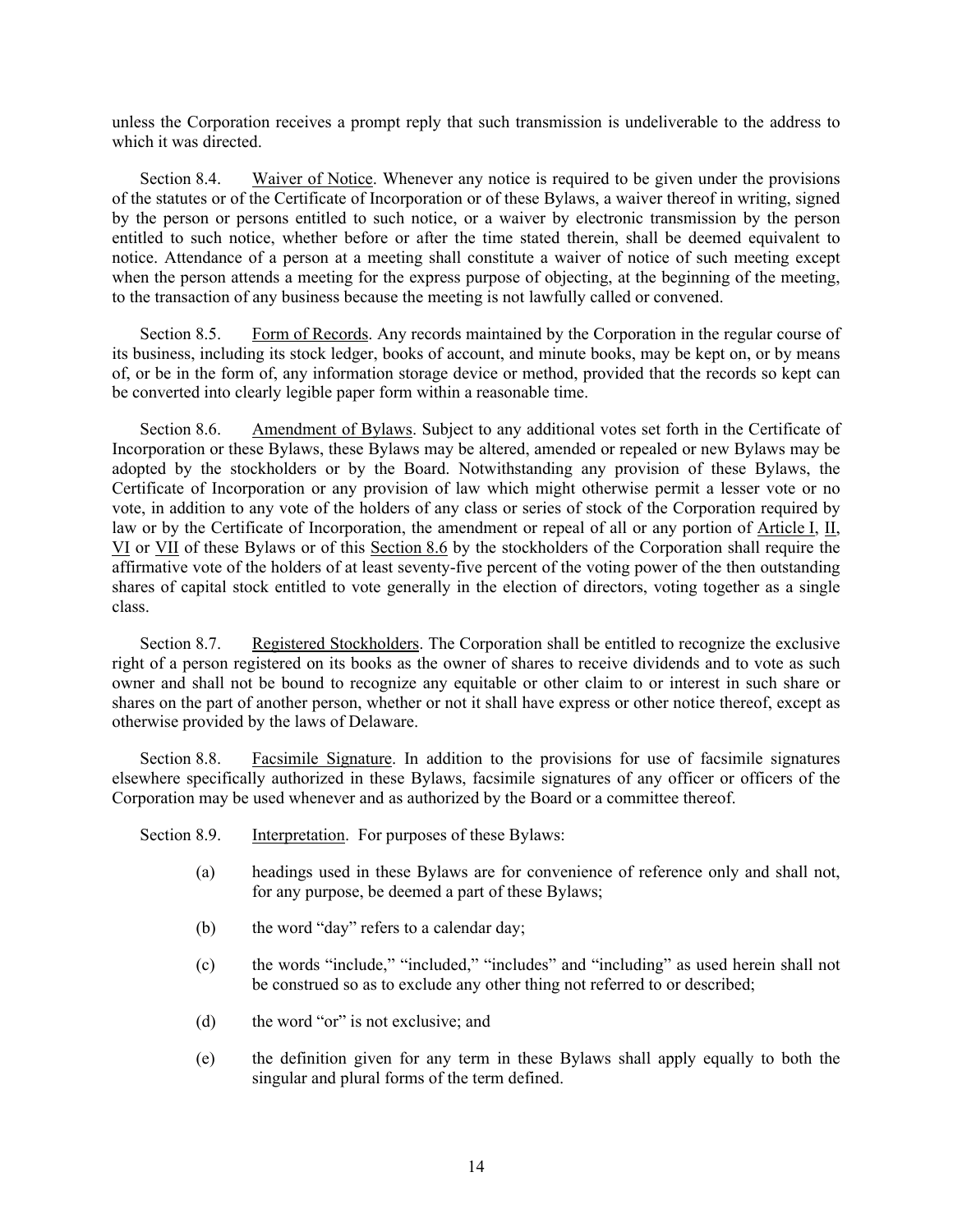unless the Corporation receives a prompt reply that such transmission is undeliverable to the address to which it was directed.

Section 8.4. Waiver of Notice. Whenever any notice is required to be given under the provisions of the statutes or of the Certificate of Incorporation or of these Bylaws, a waiver thereof in writing, signed by the person or persons entitled to such notice, or a waiver by electronic transmission by the person entitled to such notice, whether before or after the time stated therein, shall be deemed equivalent to notice. Attendance of a person at a meeting shall constitute a waiver of notice of such meeting except when the person attends a meeting for the express purpose of objecting, at the beginning of the meeting, to the transaction of any business because the meeting is not lawfully called or convened.

Section 8.5. Form of Records. Any records maintained by the Corporation in the regular course of its business, including its stock ledger, books of account, and minute books, may be kept on, or by means of, or be in the form of, any information storage device or method, provided that the records so kept can be converted into clearly legible paper form within a reasonable time.

Section 8.6. Amendment of Bylaws. Subject to any additional votes set forth in the Certificate of Incorporation or these Bylaws, these Bylaws may be altered, amended or repealed or new Bylaws may be adopted by the stockholders or by the Board. Notwithstanding any provision of these Bylaws, the Certificate of Incorporation or any provision of law which might otherwise permit a lesser vote or no vote, in addition to any vote of the holders of any class or series of stock of the Corporation required by law or by the Certificate of Incorporation, the amendment or repeal of all or any portion of Article I, II, VI or VII of these Bylaws or of this Section 8.6 by the stockholders of the Corporation shall require the affirmative vote of the holders of at least seventy-five percent of the voting power of the then outstanding shares of capital stock entitled to vote generally in the election of directors, voting together as a single class.

Section 8.7. Registered Stockholders. The Corporation shall be entitled to recognize the exclusive right of a person registered on its books as the owner of shares to receive dividends and to vote as such owner and shall not be bound to recognize any equitable or other claim to or interest in such share or shares on the part of another person, whether or not it shall have express or other notice thereof, except as otherwise provided by the laws of Delaware.

Section 8.8. Facsimile Signature. In addition to the provisions for use of facsimile signatures elsewhere specifically authorized in these Bylaws, facsimile signatures of any officer or officers of the Corporation may be used whenever and as authorized by the Board or a committee thereof.

Section 8.9. Interpretation. For purposes of these Bylaws:

(a) headings used in these Bylaws are for convenience of reference only and shall not, for any purpose, be deemed a part of these Bylaws;

(b) the word "day" refers to a calendar day;

(c) the words "include," "included," "includes" and "including" as used herein shall not be construed so as to exclude any other thing not referred to or described;

(d) the word "or" is not exclusive; and

(e) the definition given for any term in these Bylaws shall apply equally to both the singular and plural forms of the term defined.